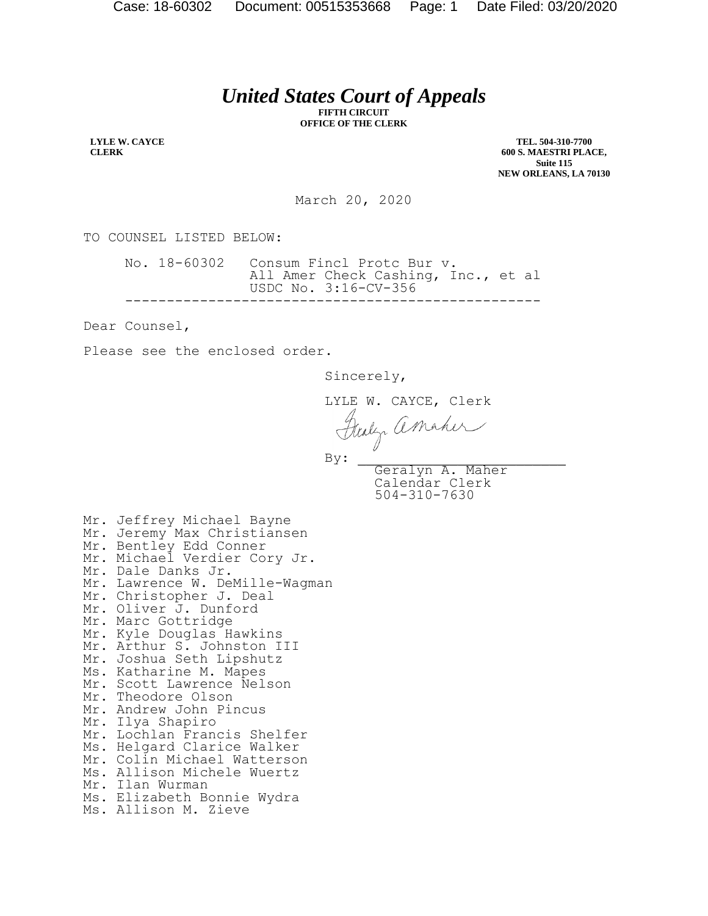# *United States Court of Appeals*

**FIFTH CIRCUIT**
**OFFICE OF THE CLERK**

**LYLE W. CAYCE**
**CLERK**

**TEL. 504-310-7700**
**600 S. MAESTRI PLACE,**
**Suite 115**
**NEW ORLEANS, LA 70130**

March 20, 2020

TO COUNSEL LISTED BELOW:

No. 18-60302 Consum Fincl Protc Bur v.
All Amer Check Cashing, Inc., et al
USDC No. 3:16-CV-356

---

Dear Counsel,

Please see the enclosed order.

Sincerely,

LYLE W. CAYCE, Clerk

By: Geralyn A. Maher
Calendar Clerk
504-310-7630

Mr. Jeffrey Michael Bayne
Mr. Jeremy Max Christiansen
Mr. Bentley Edd Conner
Mr. Michael Verdier Cory Jr.
Mr. Dale Danks Jr.
Mr. Lawrence W. DeMille-Wagman
Mr. Christopher J. Deal
Mr. Oliver J. Dunford
Mr. Marc Gottridge
Mr. Kyle Douglas Hawkins
Mr. Arthur S. Johnston III
Mr. Joshua Seth Lipshutz
Ms. Katharine M. Mapes
Mr. Scott Lawrence Nelson
Mr. Theodore Olson
Mr. Andrew John Pincus
Mr. Ilya Shapiro
Mr. Lochlan Francis Shelfer
Ms. Helgard Clarice Walker
Mr. Colin Michael Watterson
Ms. Allison Michele Wuertz
Mr. Ilan Wurman
Ms. Elizabeth Bonnie Wydra
Ms. Allison M. Zieve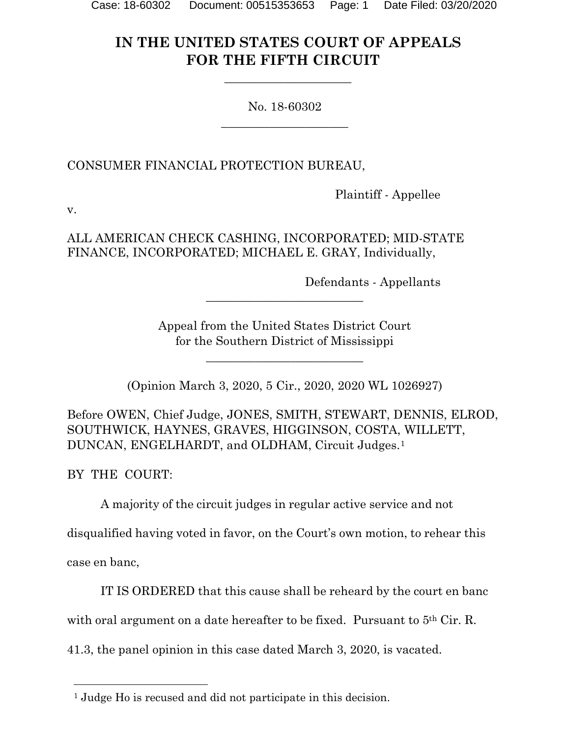# IN THE UNITED STATES COURT OF APPEALS FOR THE FIFTH CIRCUIT

---

No. 18-60302

---

CONSUMER FINANCIAL PROTECTION BUREAU,

Plaintiff - Appellee

v.

ALL AMERICAN CHECK CASHING, INCORPORATED; MID-STATE FINANCE, INCORPORATED; MICHAEL E. GRAY, Individually,

Defendants - Appellants

---

Appeal from the United States District Court for the Southern District of Mississippi

---

(Opinion March 3, 2020, 5 Cir., 2020, 2020 WL 1026927)

Before OWEN, Chief Judge, JONES, SMITH, STEWART, DENNIS, ELROD, SOUTHWICK, HAYNES, GRAVES, HIGGINSON, COSTA, WILLETT, DUNCAN, ENGELHARDT, and OLDHAM, Circuit Judges.[1]

BY THE COURT:

A majority of the circuit judges in regular active service and not disqualified having voted in favor, on the Court's own motion, to rehear this case en banc,

IT IS ORDERED that this cause shall be reheard by the court en banc with oral argument on a date hereafter to be fixed. Pursuant to 5th Cir. R. 41.3, the panel opinion in this case dated March 3, 2020, is vacated.

---

[1] Judge Ho is recused and did not participate in this decision.